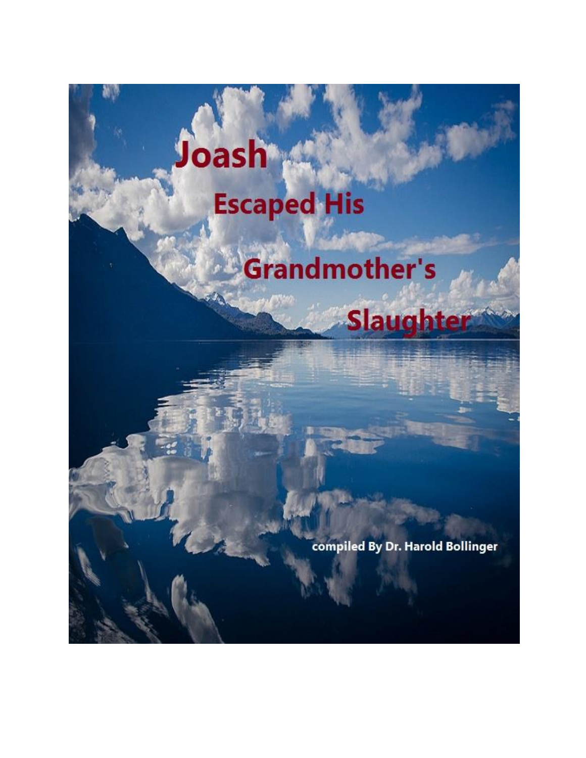# Joash Escaped His Grandmother's Slaughter

compiled By Dr. Harold Bollinger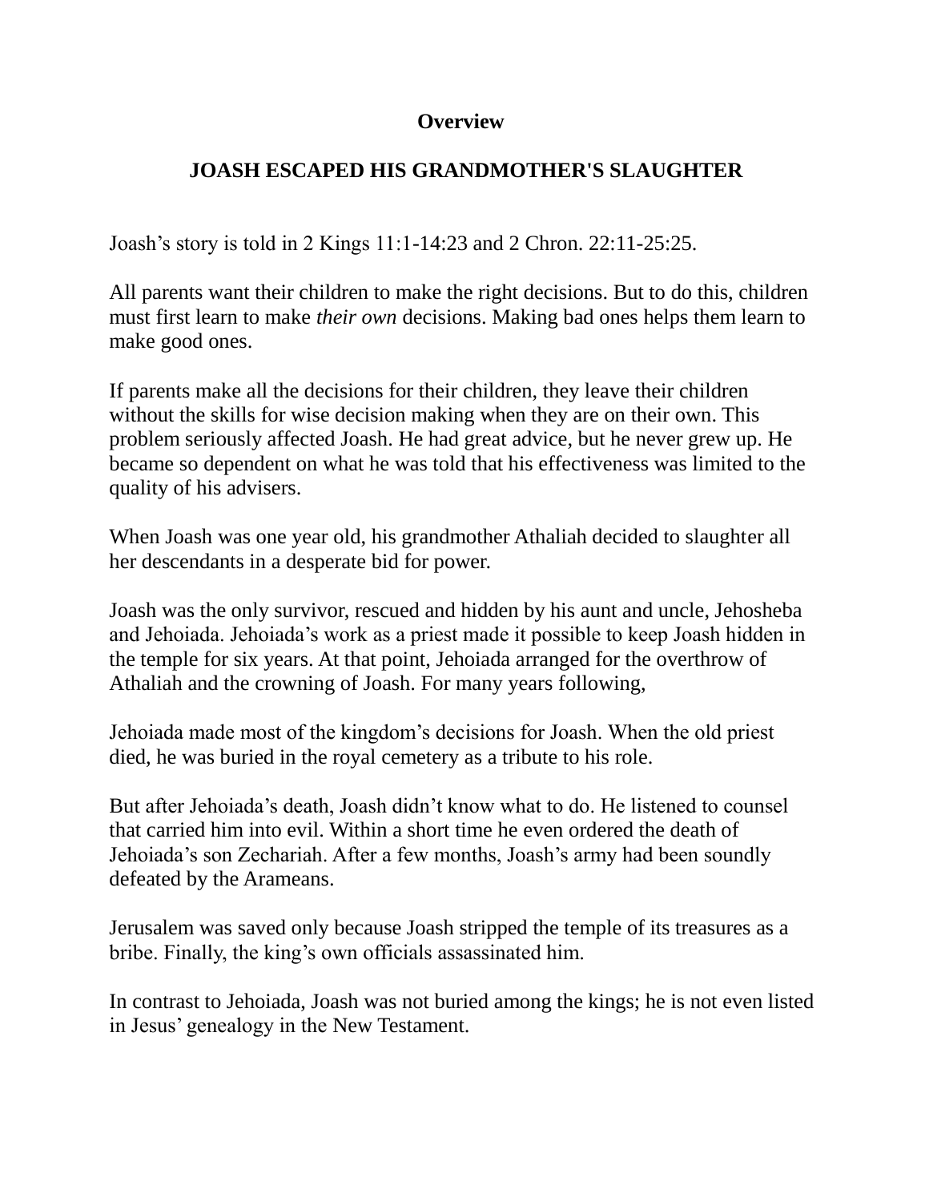**Overview**

**JOASH ESCAPED HIS GRANDMOTHER'S SLAUGHTER**

Joash's story is told in 2 Kings 11:1-14:23 and 2 Chron. 22:11-25:25.

All parents want their children to make the right decisions. But to do this, children must first learn to make *their own* decisions. Making bad ones helps them learn to make good ones.

If parents make all the decisions for their children, they leave their children without the skills for wise decision making when they are on their own. This problem seriously affected Joash. He had great advice, but he never grew up. He became so dependent on what he was told that his effectiveness was limited to the quality of his advisers.

When Joash was one year old, his grandmother Athaliah decided to slaughter all her descendants in a desperate bid for power.

Joash was the only survivor, rescued and hidden by his aunt and uncle, Jehosheba and Jehoiada. Jehoiada's work as a priest made it possible to keep Joash hidden in the temple for six years. At that point, Jehoiada arranged for the overthrow of Athaliah and the crowning of Joash. For many years following,

Jehoiada made most of the kingdom's decisions for Joash. When the old priest died, he was buried in the royal cemetery as a tribute to his role.

But after Jehoiada's death, Joash didn't know what to do. He listened to counsel that carried him into evil. Within a short time he even ordered the death of Jehoiada's son Zechariah. After a few months, Joash's army had been soundly defeated by the Arameans.

Jerusalem was saved only because Joash stripped the temple of its treasures as a bribe. Finally, the king's own officials assassinated him.

In contrast to Jehoiada, Joash was not buried among the kings; he is not even listed in Jesus' genealogy in the New Testament.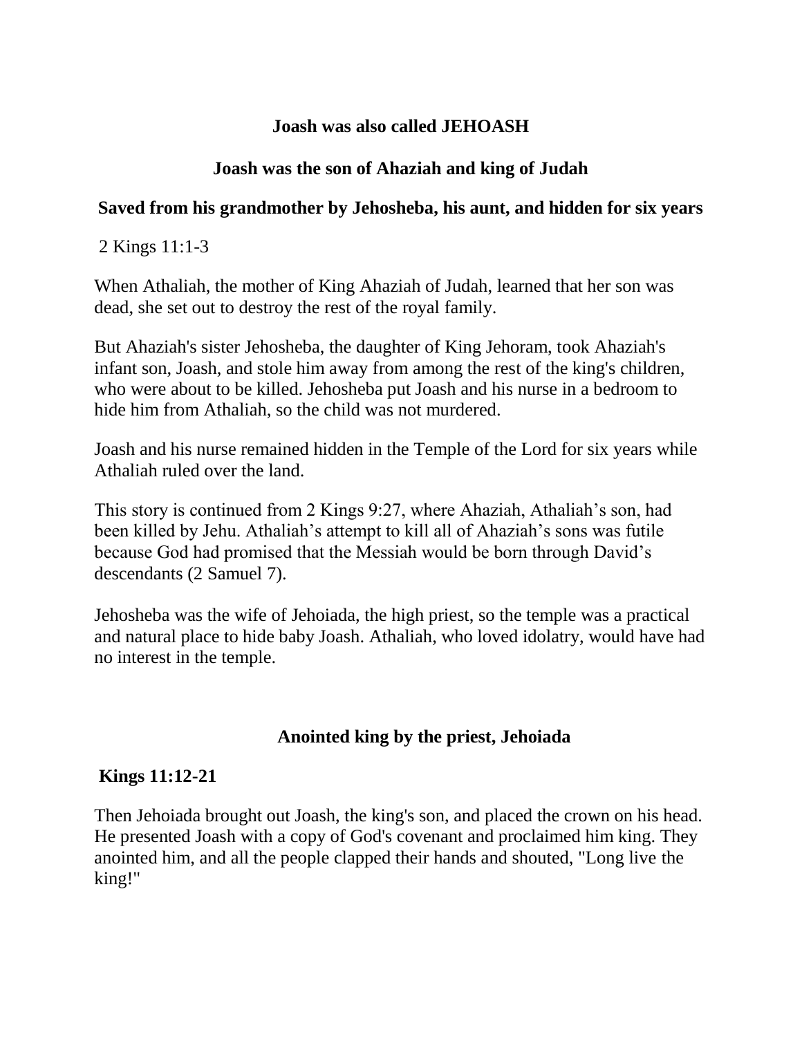**Joash was also called JEHOASH**

**Joash was the son of Ahaziah and king of Judah**

**Saved from his grandmother by Jehosheba, his aunt, and hidden for six years**

2 Kings 11:1-3

When Athaliah, the mother of King Ahaziah of Judah, learned that her son was dead, she set out to destroy the rest of the royal family.

But Ahaziah's sister Jehosheba, the daughter of King Jehoram, took Ahaziah's infant son, Joash, and stole him away from among the rest of the king's children, who were about to be killed. Jehosheba put Joash and his nurse in a bedroom to hide him from Athaliah, so the child was not murdered.

Joash and his nurse remained hidden in the Temple of the Lord for six years while Athaliah ruled over the land.

This story is continued from 2 Kings 9:27, where Ahaziah, Athaliah's son, had been killed by Jehu. Athaliah's attempt to kill all of Ahaziah's sons was futile because God had promised that the Messiah would be born through David's descendants (2 Samuel 7).

Jehosheba was the wife of Jehoiada, the high priest, so the temple was a practical and natural place to hide baby Joash. Athaliah, who loved idolatry, would have had no interest in the temple.

**Anointed king by the priest, Jehoiada**

**Kings 11:12-21**

Then Jehoiada brought out Joash, the king's son, and placed the crown on his head. He presented Joash with a copy of God's covenant and proclaimed him king. They anointed him, and all the people clapped their hands and shouted, "Long live the king!"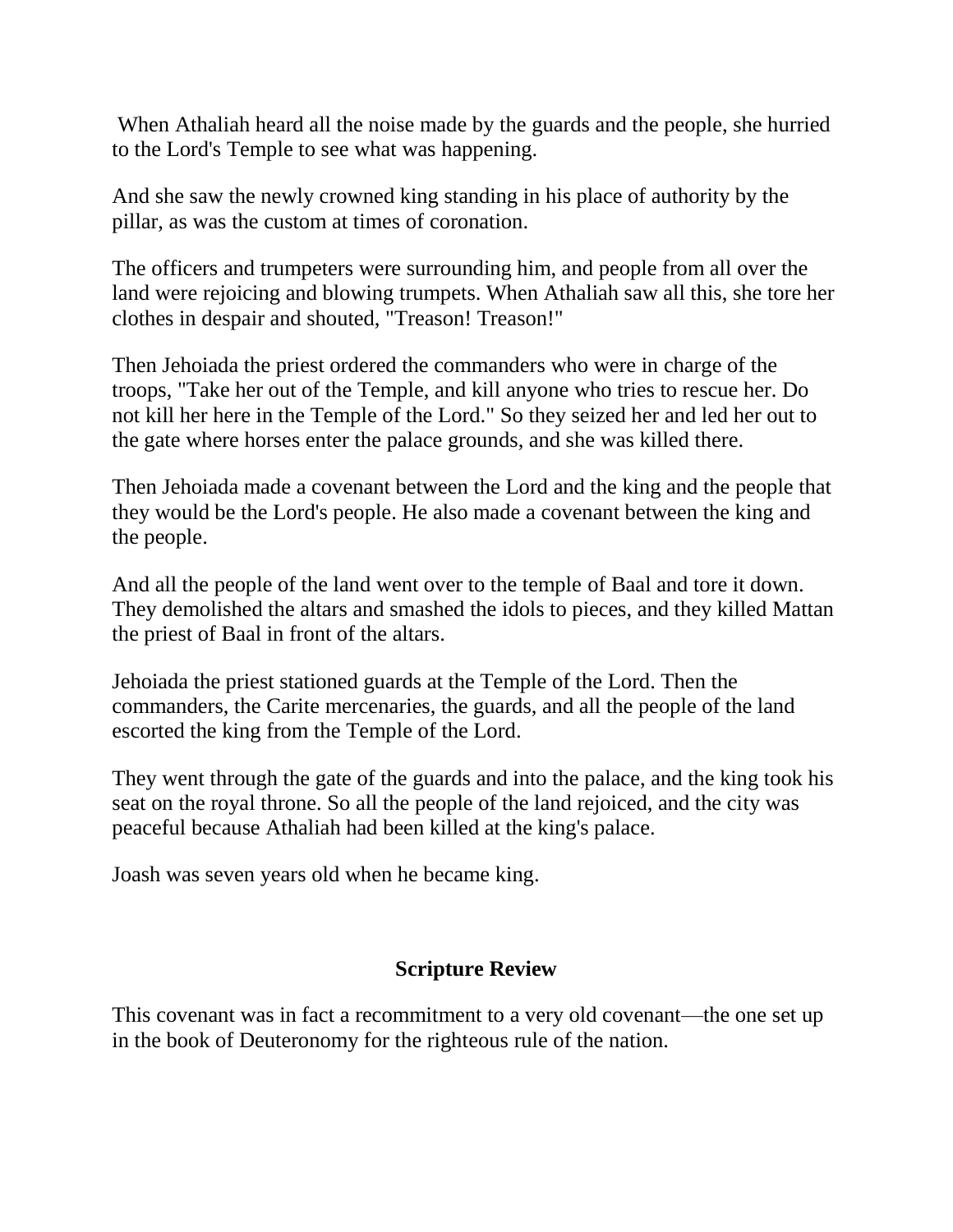When Athaliah heard all the noise made by the guards and the people, she hurried to the Lord's Temple to see what was happening.

And she saw the newly crowned king standing in his place of authority by the pillar, as was the custom at times of coronation.

The officers and trumpeters were surrounding him, and people from all over the land were rejoicing and blowing trumpets. When Athaliah saw all this, she tore her clothes in despair and shouted, "Treason! Treason!"

Then Jehoiada the priest ordered the commanders who were in charge of the troops, "Take her out of the Temple, and kill anyone who tries to rescue her. Do not kill her here in the Temple of the Lord." So they seized her and led her out to the gate where horses enter the palace grounds, and she was killed there.

Then Jehoiada made a covenant between the Lord and the king and the people that they would be the Lord's people. He also made a covenant between the king and the people.

And all the people of the land went over to the temple of Baal and tore it down. They demolished the altars and smashed the idols to pieces, and they killed Mattan the priest of Baal in front of the altars.

Jehoiada the priest stationed guards at the Temple of the Lord. Then the commanders, the Carite mercenaries, the guards, and all the people of the land escorted the king from the Temple of the Lord.

They went through the gate of the guards and into the palace, and the king took his seat on the royal throne. So all the people of the land rejoiced, and the city was peaceful because Athaliah had been killed at the king's palace.

Joash was seven years old when he became king.

## Scripture Review

This covenant was in fact a recommitment to a very old covenant—the one set up in the book of Deuteronomy for the righteous rule of the nation.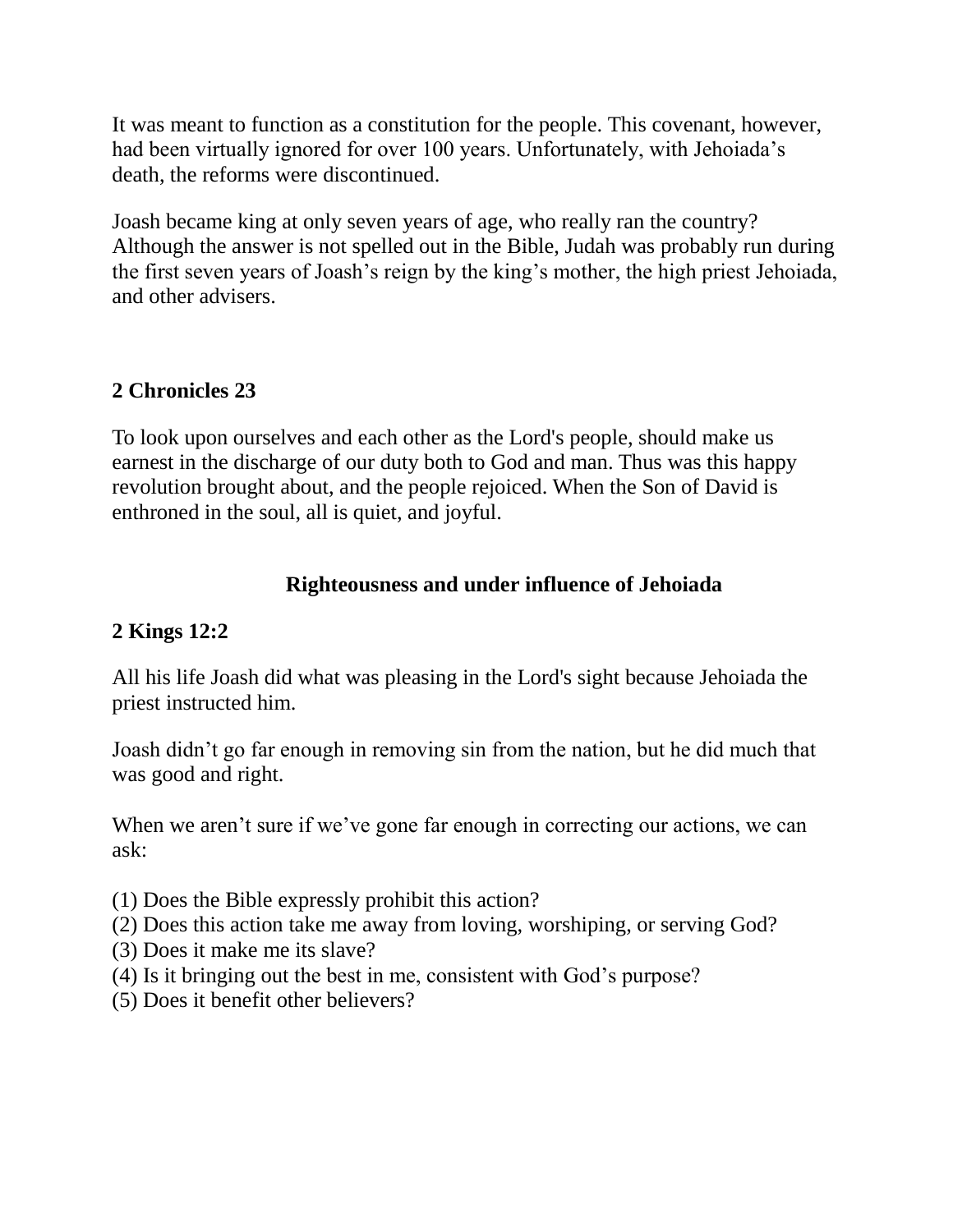It was meant to function as a constitution for the people. This covenant, however, had been virtually ignored for over 100 years. Unfortunately, with Jehoiada's death, the reforms were discontinued.

Joash became king at only seven years of age, who really ran the country? Although the answer is not spelled out in the Bible, Judah was probably run during the first seven years of Joash's reign by the king's mother, the high priest Jehoiada, and other advisers.

**2 Chronicles 23**

To look upon ourselves and each other as the Lord's people, should make us earnest in the discharge of our duty both to God and man. Thus was this happy revolution brought about, and the people rejoiced. When the Son of David is enthroned in the soul, all is quiet, and joyful.

## Righteousness and under influence of Jehoiada

**2 Kings 12:2**

All his life Joash did what was pleasing in the Lord's sight because Jehoiada the priest instructed him.

Joash didn't go far enough in removing sin from the nation, but he did much that was good and right.

When we aren't sure if we've gone far enough in correcting our actions, we can ask:

(1) Does the Bible expressly prohibit this action?
(2) Does this action take me away from loving, worshiping, or serving God?
(3) Does it make me its slave?
(4) Is it bringing out the best in me, consistent with God's purpose?
(5) Does it benefit other believers?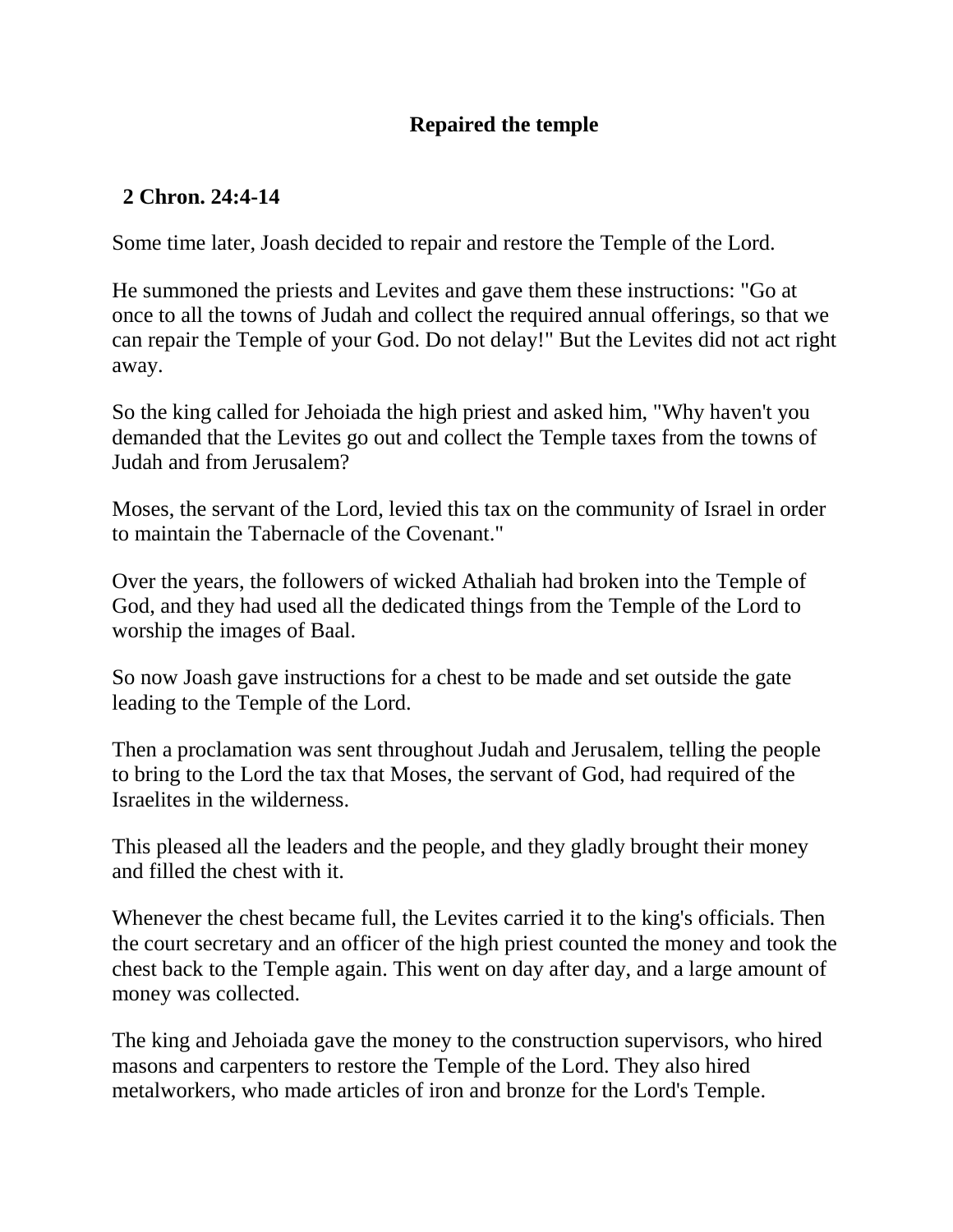## Repaired the temple

### 2 Chron. 24:4-14

Some time later, Joash decided to repair and restore the Temple of the Lord.

He summoned the priests and Levites and gave them these instructions: "Go at once to all the towns of Judah and collect the required annual offerings, so that we can repair the Temple of your God. Do not delay!" But the Levites did not act right away.

So the king called for Jehoiada the high priest and asked him, "Why haven't you demanded that the Levites go out and collect the Temple taxes from the towns of Judah and from Jerusalem?

Moses, the servant of the Lord, levied this tax on the community of Israel in order to maintain the Tabernacle of the Covenant."

Over the years, the followers of wicked Athaliah had broken into the Temple of God, and they had used all the dedicated things from the Temple of the Lord to worship the images of Baal.

So now Joash gave instructions for a chest to be made and set outside the gate leading to the Temple of the Lord.

Then a proclamation was sent throughout Judah and Jerusalem, telling the people to bring to the Lord the tax that Moses, the servant of God, had required of the Israelites in the wilderness.

This pleased all the leaders and the people, and they gladly brought their money and filled the chest with it.

Whenever the chest became full, the Levites carried it to the king's officials. Then the court secretary and an officer of the high priest counted the money and took the chest back to the Temple again. This went on day after day, and a large amount of money was collected.

The king and Jehoiada gave the money to the construction supervisors, who hired masons and carpenters to restore the Temple of the Lord. They also hired metalworkers, who made articles of iron and bronze for the Lord's Temple.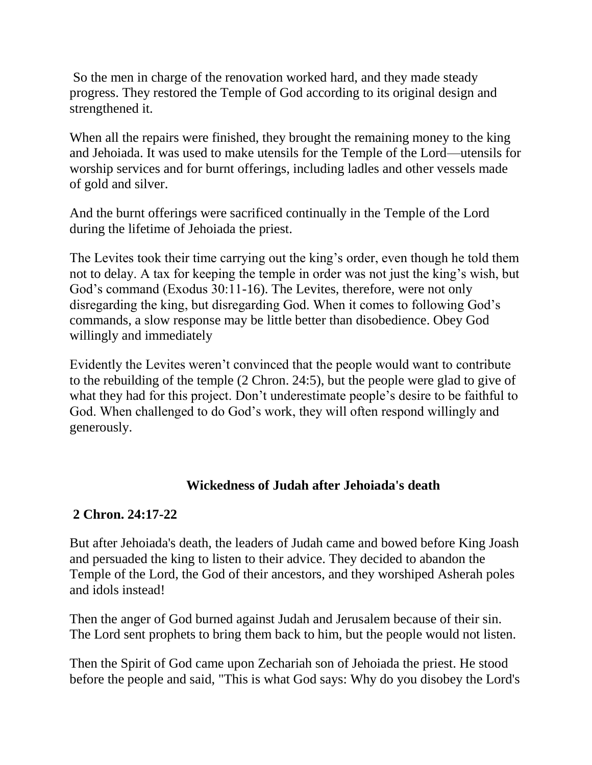So the men in charge of the renovation worked hard, and they made steady progress. They restored the Temple of God according to its original design and strengthened it.

When all the repairs were finished, they brought the remaining money to the king and Jehoiada. It was used to make utensils for the Temple of the Lord—utensils for worship services and for burnt offerings, including ladles and other vessels made of gold and silver.

And the burnt offerings were sacrificed continually in the Temple of the Lord during the lifetime of Jehoiada the priest.

The Levites took their time carrying out the king's order, even though he told them not to delay. A tax for keeping the temple in order was not just the king's wish, but God's command (Exodus 30:11-16). The Levites, therefore, were not only disregarding the king, but disregarding God. When it comes to following God's commands, a slow response may be little better than disobedience. Obey God willingly and immediately

Evidently the Levites weren't convinced that the people would want to contribute to the rebuilding of the temple (2 Chron. 24:5), but the people were glad to give of what they had for this project. Don't underestimate people's desire to be faithful to God. When challenged to do God's work, they will often respond willingly and generously.

## Wickedness of Judah after Jehoiada's death

**2 Chron. 24:17-22**

But after Jehoiada's death, the leaders of Judah came and bowed before King Joash and persuaded the king to listen to their advice. They decided to abandon the Temple of the Lord, the God of their ancestors, and they worshiped Asherah poles and idols instead!

Then the anger of God burned against Judah and Jerusalem because of their sin. The Lord sent prophets to bring them back to him, but the people would not listen.

Then the Spirit of God came upon Zechariah son of Jehoiada the priest. He stood before the people and said, "This is what God says: Why do you disobey the Lord's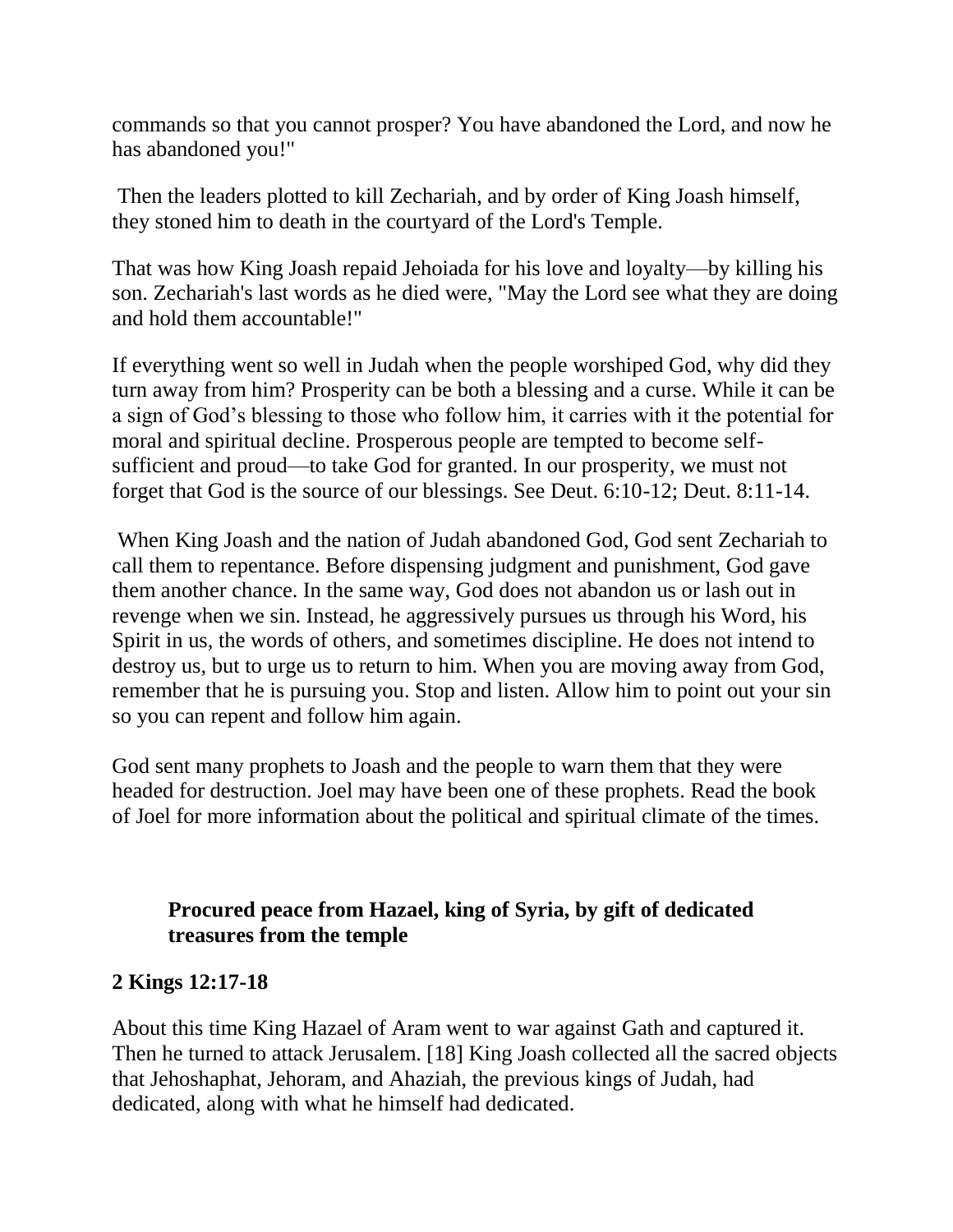commands so that you cannot prosper? You have abandoned the Lord, and now he has abandoned you!"

Then the leaders plotted to kill Zechariah, and by order of King Joash himself, they stoned him to death in the courtyard of the Lord's Temple.

That was how King Joash repaid Jehoiada for his love and loyalty—by killing his son. Zechariah's last words as he died were, "May the Lord see what they are doing and hold them accountable!"

If everything went so well in Judah when the people worshiped God, why did they turn away from him? Prosperity can be both a blessing and a curse. While it can be a sign of God's blessing to those who follow him, it carries with it the potential for moral and spiritual decline. Prosperous people are tempted to become self-sufficient and proud—to take God for granted. In our prosperity, we must not forget that God is the source of our blessings. See Deut. 6:10-12; Deut. 8:11-14.

When King Joash and the nation of Judah abandoned God, God sent Zechariah to call them to repentance. Before dispensing judgment and punishment, God gave them another chance. In the same way, God does not abandon us or lash out in revenge when we sin. Instead, he aggressively pursues us through his Word, his Spirit in us, the words of others, and sometimes discipline. He does not intend to destroy us, but to urge us to return to him. When you are moving away from God, remember that he is pursuing you. Stop and listen. Allow him to point out your sin so you can repent and follow him again.

God sent many prophets to Joash and the people to warn them that they were headed for destruction. Joel may have been one of these prophets. Read the book of Joel for more information about the political and spiritual climate of the times.

**Procured peace from Hazael, king of Syria, by gift of dedicated treasures from the temple**

**2 Kings 12:17-18**

About this time King Hazael of Aram went to war against Gath and captured it. Then he turned to attack Jerusalem. [18] King Joash collected all the sacred objects that Jehoshaphat, Jehoram, and Ahaziah, the previous kings of Judah, had dedicated, along with what he himself had dedicated.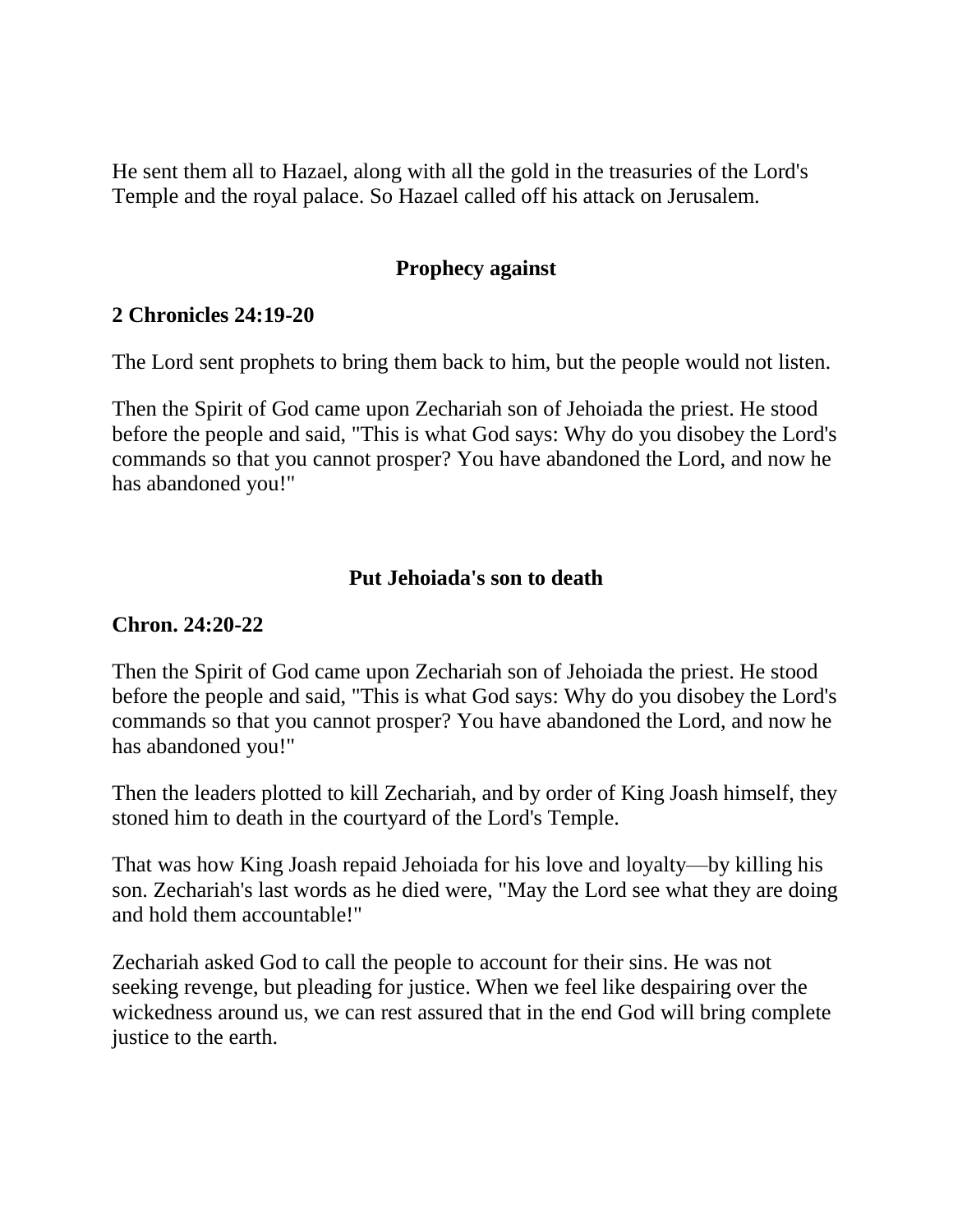He sent them all to Hazael, along with all the gold in the treasuries of the Lord's Temple and the royal palace. So Hazael called off his attack on Jerusalem.

## Prophecy against

**2 Chronicles 24:19-20**

The Lord sent prophets to bring them back to him, but the people would not listen.

Then the Spirit of God came upon Zechariah son of Jehoiada the priest. He stood before the people and said, "This is what God says: Why do you disobey the Lord's commands so that you cannot prosper? You have abandoned the Lord, and now he has abandoned you!"

## Put Jehoiada's son to death

**Chron. 24:20-22**

Then the Spirit of God came upon Zechariah son of Jehoiada the priest. He stood before the people and said, "This is what God says: Why do you disobey the Lord's commands so that you cannot prosper? You have abandoned the Lord, and now he has abandoned you!"

Then the leaders plotted to kill Zechariah, and by order of King Joash himself, they stoned him to death in the courtyard of the Lord's Temple.

That was how King Joash repaid Jehoiada for his love and loyalty—by killing his son. Zechariah's last words as he died were, "May the Lord see what they are doing and hold them accountable!"

Zechariah asked God to call the people to account for their sins. He was not seeking revenge, but pleading for justice. When we feel like despairing over the wickedness around us, we can rest assured that in the end God will bring complete justice to the earth.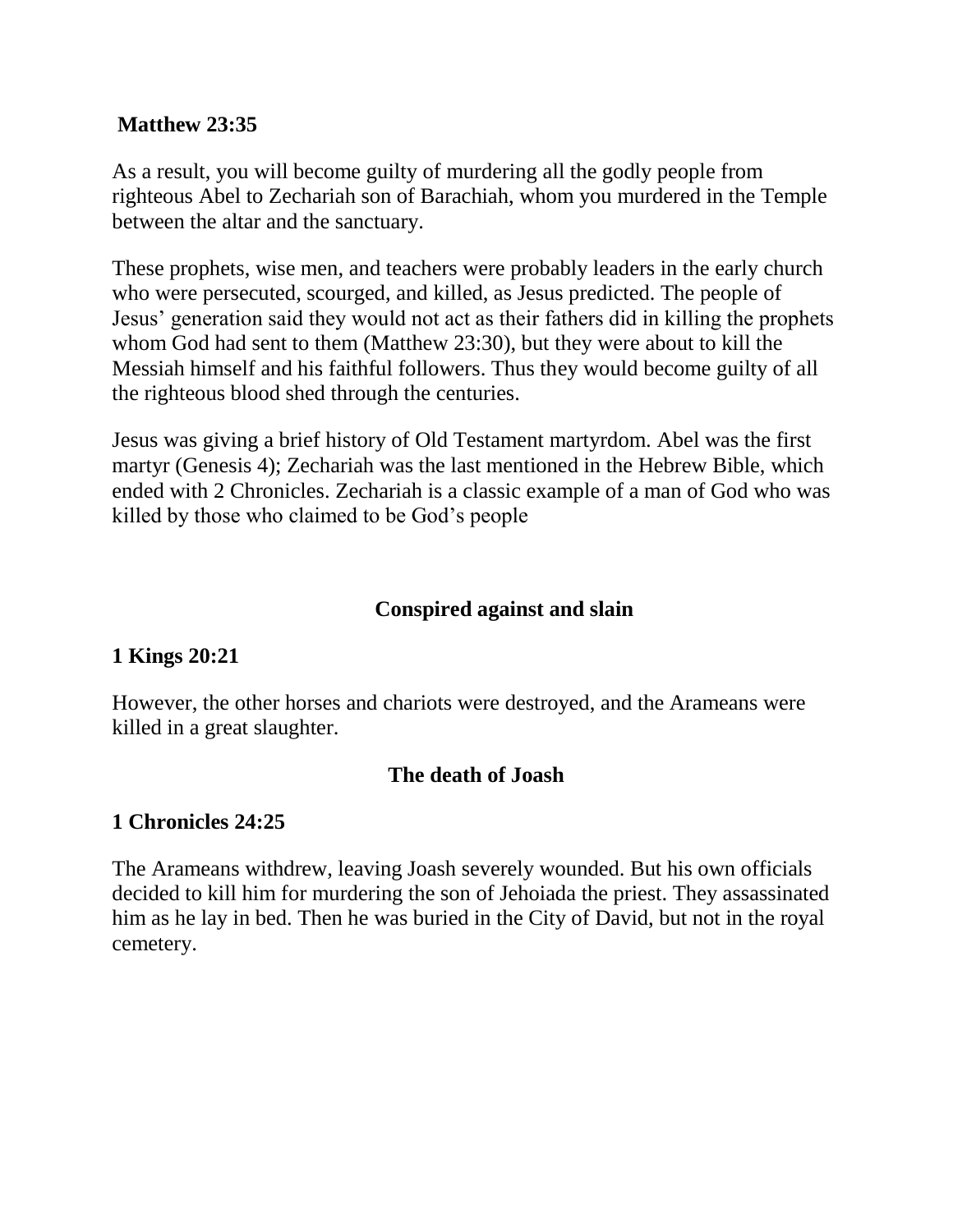**Matthew 23:35**

As a result, you will become guilty of murdering all the godly people from righteous Abel to Zechariah son of Barachiah, whom you murdered in the Temple between the altar and the sanctuary.

These prophets, wise men, and teachers were probably leaders in the early church who were persecuted, scourged, and killed, as Jesus predicted. The people of Jesus' generation said they would not act as their fathers did in killing the prophets whom God had sent to them (Matthew 23:30), but they were about to kill the Messiah himself and his faithful followers. Thus they would become guilty of all the righteous blood shed through the centuries.

Jesus was giving a brief history of Old Testament martyrdom. Abel was the first martyr (Genesis 4); Zechariah was the last mentioned in the Hebrew Bible, which ended with 2 Chronicles. Zechariah is a classic example of a man of God who was killed by those who claimed to be God's people

**Conspired against and slain**

**1 Kings 20:21**

However, the other horses and chariots were destroyed, and the Arameans were killed in a great slaughter.

**The death of Joash**

**1 Chronicles 24:25**

The Arameans withdrew, leaving Joash severely wounded. But his own officials decided to kill him for murdering the son of Jehoiada the priest. They assassinated him as he lay in bed. Then he was buried in the City of David, but not in the royal cemetery.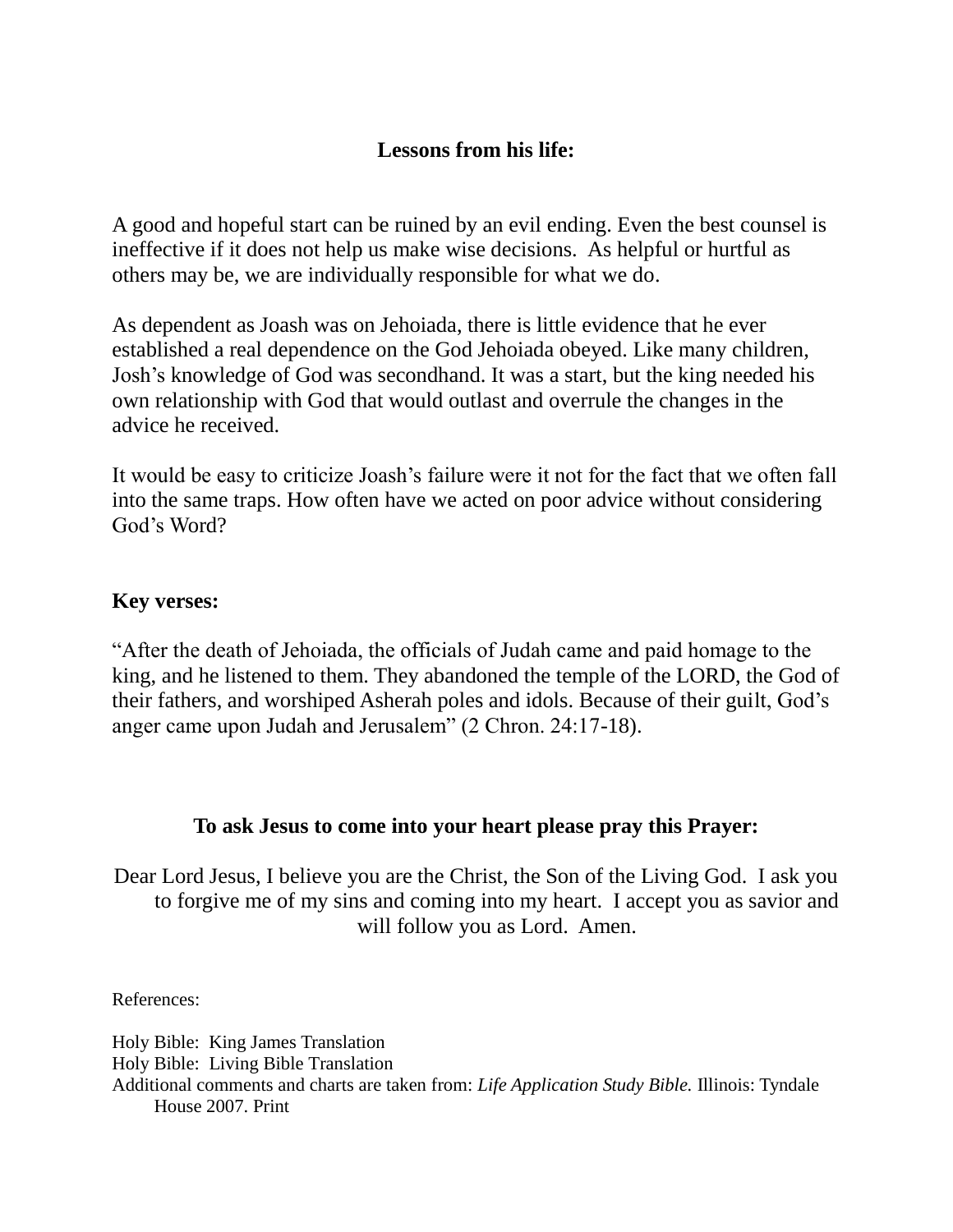## Lessons from his life:

A good and hopeful start can be ruined by an evil ending. Even the best counsel is ineffective if it does not help us make wise decisions. As helpful or hurtful as others may be, we are individually responsible for what we do.

As dependent as Joash was on Jehoiada, there is little evidence that he ever established a real dependence on the God Jehoiada obeyed. Like many children, Josh's knowledge of God was secondhand. It was a start, but the king needed his own relationship with God that would outlast and overrule the changes in the advice he received.

It would be easy to criticize Joash's failure were it not for the fact that we often fall into the same traps. How often have we acted on poor advice without considering God's Word?

**Key verses:**

"After the death of Jehoiada, the officials of Judah came and paid homage to the king, and he listened to them. They abandoned the temple of the LORD, the God of their fathers, and worshiped Asherah poles and idols. Because of their guilt, God's anger came upon Judah and Jerusalem" (2 Chron. 24:17-18).

## To ask Jesus to come into your heart please pray this Prayer:

Dear Lord Jesus, I believe you are the Christ, the Son of the Living God. I ask you to forgive me of my sins and coming into my heart. I accept you as savior and will follow you as Lord. Amen.

References:

Holy Bible: King James Translation
Holy Bible: Living Bible Translation
Additional comments and charts are taken from: *Life Application Study Bible.* Illinois: Tyndale House 2007. Print